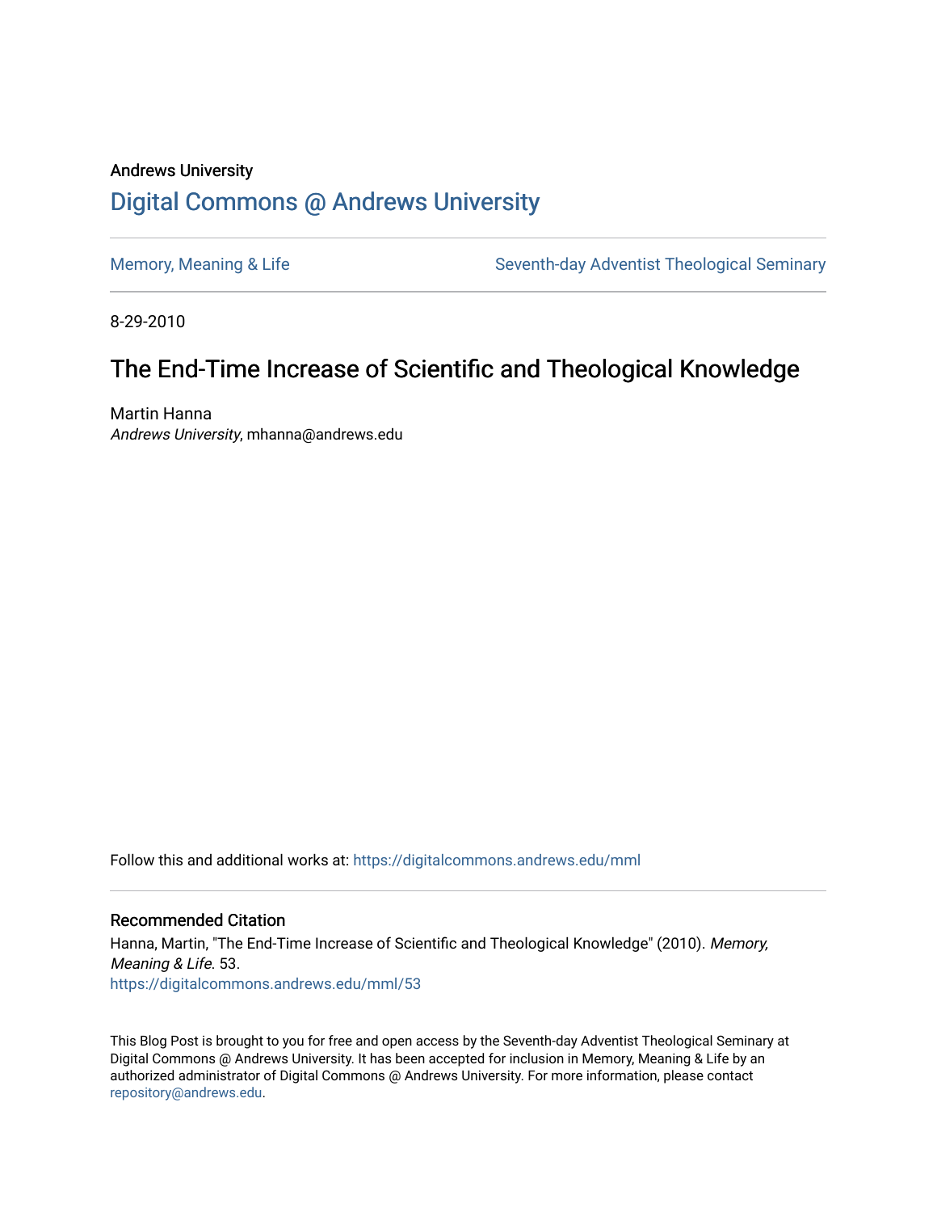Andrews University

## Digital Commons @ Andrews University

Memory, Meaning & Life | Seventh-day Adventist Theological Seminary

8-29-2010

# The End-Time Increase of Scientific and Theological Knowledge

Martin Hanna
*Andrews University*, mhanna@andrews.edu

Follow this and additional works at: https://digitalcommons.andrews.edu/mml

### Recommended Citation

Hanna, Martin, "The End-Time Increase of Scientific and Theological Knowledge" (2010). *Memory, Meaning & Life*. 53.
https://digitalcommons.andrews.edu/mml/53

This Blog Post is brought to you for free and open access by the Seventh-day Adventist Theological Seminary at Digital Commons @ Andrews University. It has been accepted for inclusion in Memory, Meaning & Life by an authorized administrator of Digital Commons @ Andrews University. For more information, please contact repository@andrews.edu.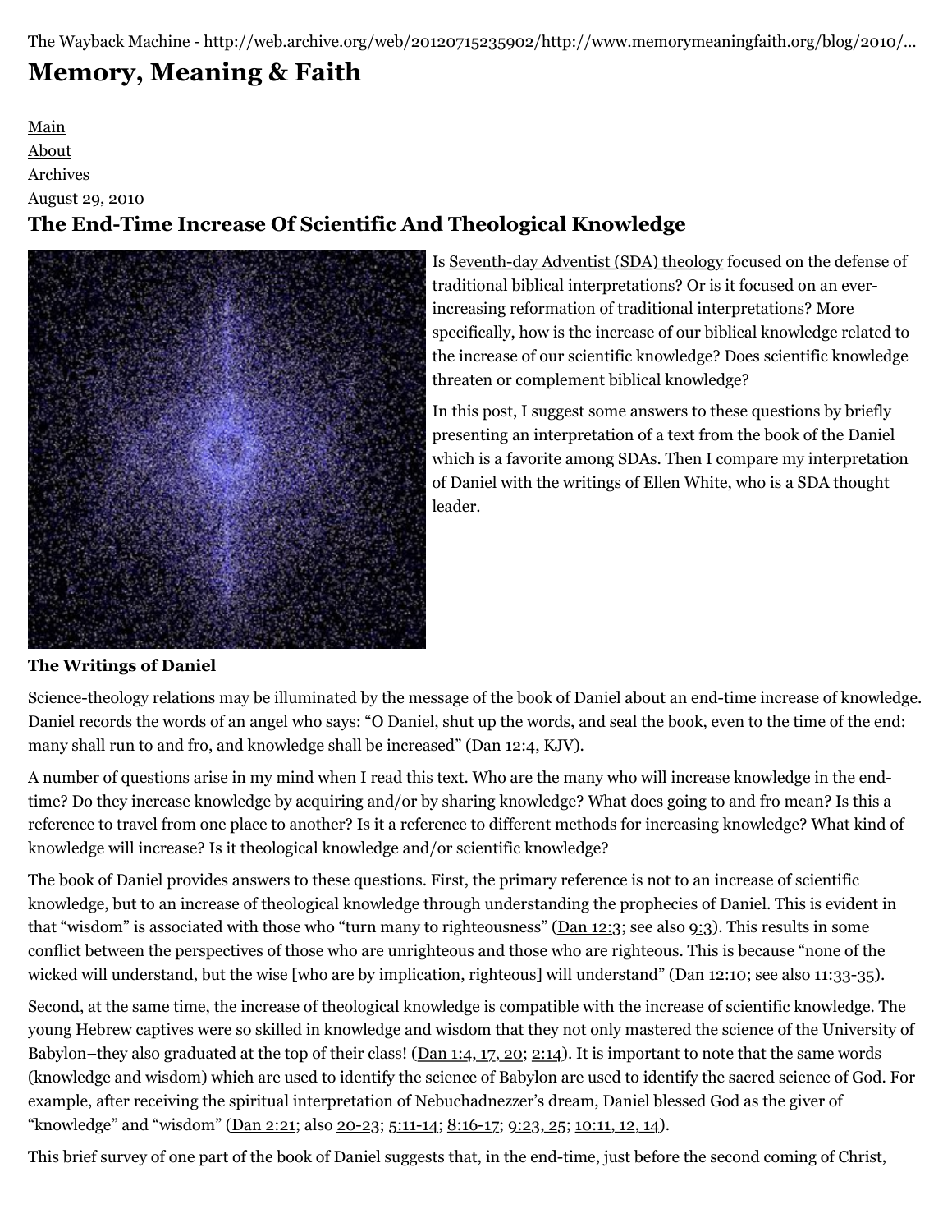The Wayback Machine - http://web.archive.org/web/20120715235902/http://www.memorymeaningfaith.org/blog/2010/...

# Memory, Meaning & Faith

[Main](#)
[About](#)
[Archives](#)
August 29, 2010

## The End-Time Increase Of Scientific And Theological Knowledge

Is [Seventh-day Adventist (SDA) theology](#) focused on the defense of traditional biblical interpretations? Or is it focused on an ever-increasing reformation of traditional interpretations? More specifically, how is the increase of our biblical knowledge related to the increase of our scientific knowledge? Does scientific knowledge threaten or complement biblical knowledge?

In this post, I suggest some answers to these questions by briefly presenting an interpretation of a text from the book of the Daniel which is a favorite among SDAs. Then I compare my interpretation of Daniel with the writings of [Ellen White](#), who is a SDA thought leader.

**The Writings of Daniel**

Science-theology relations may be illuminated by the message of the book of Daniel about an end-time increase of knowledge. Daniel records the words of an angel who says: "O Daniel, shut up the words, and seal the book, even to the time of the end: many shall run to and fro, and knowledge shall be increased" (Dan 12:4, KJV).

A number of questions arise in my mind when I read this text. Who are the many who will increase knowledge in the end-time? Do they increase knowledge by acquiring and/or by sharing knowledge? What does going to and fro mean? Is this a reference to travel from one place to another? Is it a reference to different methods for increasing knowledge? What kind of knowledge will increase? Is it theological knowledge and/or scientific knowledge?

The book of Daniel provides answers to these questions. First, the primary reference is not to an increase of scientific knowledge, but to an increase of theological knowledge through understanding the prophecies of Daniel. This is evident in that "wisdom" is associated with those who "turn many to righteousness" ([Dan 12:3](#); see also [9:3](#)). This results in some conflict between the perspectives of those who are unrighteous and those who are righteous. This is because "none of the wicked will understand, but the wise [who are by implication, righteous] will understand" (Dan 12:10; see also 11:33-35).

Second, at the same time, the increase of theological knowledge is compatible with the increase of scientific knowledge. The young Hebrew captives were so skilled in knowledge and wisdom that they not only mastered the science of the University of Babylon–they also graduated at the top of their class! ([Dan 1:4, 17, 20](#); [2:14](#)). It is important to note that the same words (knowledge and wisdom) which are used to identify the science of Babylon are used to identify the sacred science of God. For example, after receiving the spiritual interpretation of Nebuchadnezzer's dream, Daniel blessed God as the giver of "knowledge" and "wisdom" ([Dan 2:21](#); also [20-23](#); [5:11-14](#); [8:16-17](#); [9:23, 25](#); [10:11, 12, 14](#)).

This brief survey of one part of the book of Daniel suggests that, in the end-time, just before the second coming of Christ,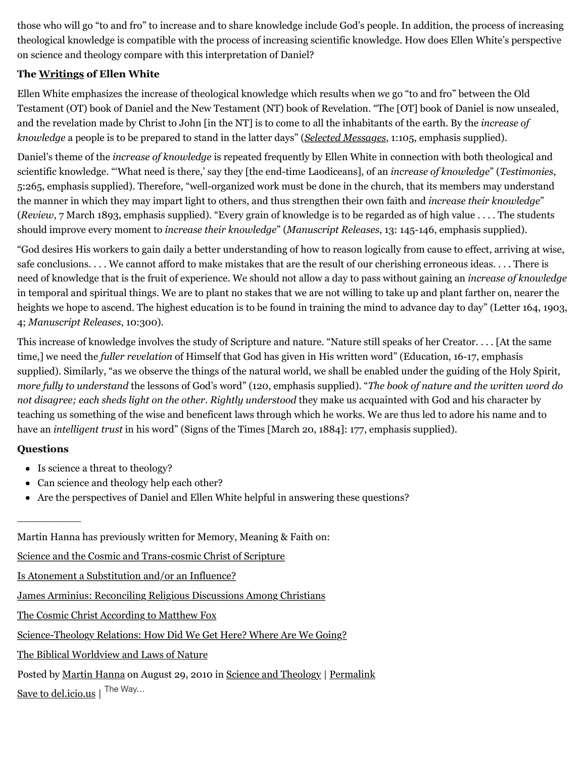those who will go "to and fro" to increase and to share knowledge include God's people. In addition, the process of increasing theological knowledge is compatible with the process of increasing scientific knowledge. How does Ellen White's perspective on science and theology compare with this interpretation of Daniel?

**The Writings of Ellen White**

Ellen White emphasizes the increase of theological knowledge which results when we go "to and fro" between the Old Testament (OT) book of Daniel and the New Testament (NT) book of Revelation. "The [OT] book of Daniel is now unsealed, and the revelation made by Christ to John [in the NT] is to come to all the inhabitants of the earth. By the *increase of knowledge* a people is to be prepared to stand in the latter days" (*Selected Messages*, 1:105, emphasis supplied).

Daniel's theme of the *increase of knowledge* is repeated frequently by Ellen White in connection with both theological and scientific knowledge. "'What need is there,' say they [the end-time Laodiceans], of an *increase of knowledge*" (*Testimonies*, 5:265, emphasis supplied). Therefore, "well-organized work must be done in the church, that its members may understand the manner in which they may impart light to others, and thus strengthen their own faith and *increase their knowledge*" (*Review*, 7 March 1893, emphasis supplied). "Every grain of knowledge is to be regarded as of high value . . . . The students should improve every moment to *increase their knowledge*" (*Manuscript Releases*, 13: 145-146, emphasis supplied).

"God desires His workers to gain daily a better understanding of how to reason logically from cause to effect, arriving at wise, safe conclusions. . . . We cannot afford to make mistakes that are the result of our cherishing erroneous ideas. . . . There is need of knowledge that is the fruit of experience. We should not allow a day to pass without gaining an *increase of knowledge* in temporal and spiritual things. We are to plant no stakes that we are not willing to take up and plant farther on, nearer the heights we hope to ascend. The highest education is to be found in training the mind to advance day to day" (Letter 164, 1903, 4; *Manuscript Releases*, 10:300).

This increase of knowledge involves the study of Scripture and nature. "Nature still speaks of her Creator. . . . [At the same time,] we need the *fuller revelation* of Himself that God has given in His written word" (Education, 16-17, emphasis supplied). Similarly, "as we observe the things of the natural world, we shall be enabled under the guiding of the Holy Spirit, *more fully to understand* the lessons of God's word" (120, emphasis supplied). "*The book of nature and the written word do not disagree; each sheds light on the other. Rightly understood* they make us acquainted with God and his character by teaching us something of the wise and beneficent laws through which he works. We are thus led to adore his name and to have an *intelligent trust* in his word" (Signs of the Times [March 20, 1884]: 177, emphasis supplied).

**Questions**

- Is science a threat to theology?
- Can science and theology help each other?
- Are the perspectives of Daniel and Ellen White helpful in answering these questions?

---

Martin Hanna has previously written for Memory, Meaning & Faith on:

Science and the Cosmic and Trans-cosmic Christ of Scripture

Is Atonement a Substitution and/or an Influence?

James Arminius: Reconciling Religious Discussions Among Christians

The Cosmic Christ According to Matthew Fox

Science-Theology Relations: How Did We Get Here? Where Are We Going?

The Biblical Worldview and Laws of Nature

Posted by Martin Hanna on August 29, 2010 in Science and Theology | Permalink

Save to del.icio.us | The Way...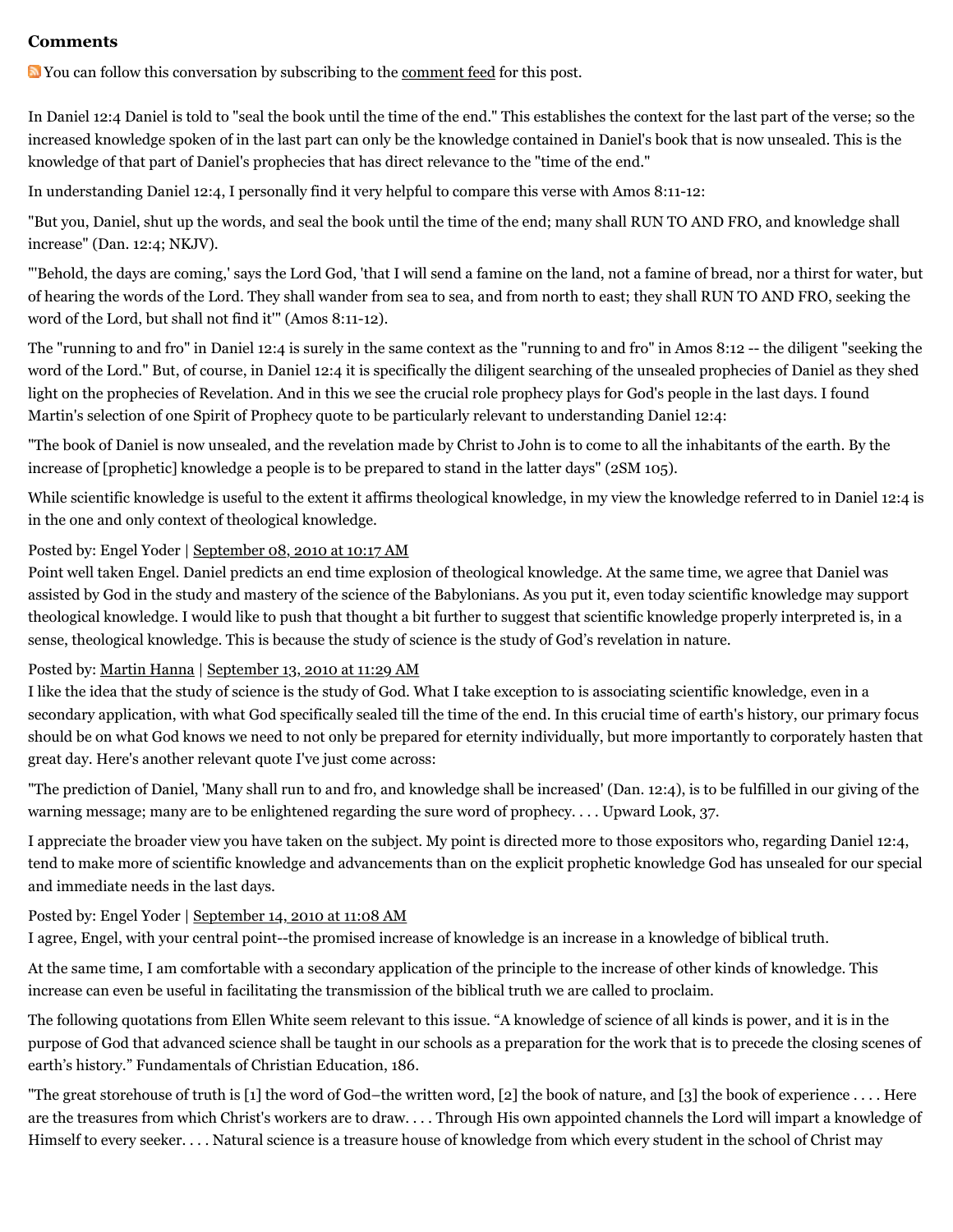## Comments

You can follow this conversation by subscribing to the comment feed for this post.

In Daniel 12:4 Daniel is told to "seal the book until the time of the end." This establishes the context for the last part of the verse; so the increased knowledge spoken of in the last part can only be the knowledge contained in Daniel's book that is now unsealed. This is the knowledge of that part of Daniel's prophecies that has direct relevance to the "time of the end."

In understanding Daniel 12:4, I personally find it very helpful to compare this verse with Amos 8:11-12:

"But you, Daniel, shut up the words, and seal the book until the time of the end; many shall RUN TO AND FRO, and knowledge shall increase" (Dan. 12:4; NKJV).

"'Behold, the days are coming,' says the Lord God, 'that I will send a famine on the land, not a famine of bread, nor a thirst for water, but of hearing the words of the Lord. They shall wander from sea to sea, and from north to east; they shall RUN TO AND FRO, seeking the word of the Lord, but shall not find it'" (Amos 8:11-12).

The "running to and fro" in Daniel 12:4 is surely in the same context as the "running to and fro" in Amos 8:12 -- the diligent "seeking the word of the Lord." But, of course, in Daniel 12:4 it is specifically the diligent searching of the unsealed prophecies of Daniel as they shed light on the prophecies of Revelation. And in this we see the crucial role prophecy plays for God's people in the last days. I found Martin's selection of one Spirit of Prophecy quote to be particularly relevant to understanding Daniel 12:4:

"The book of Daniel is now unsealed, and the revelation made by Christ to John is to come to all the inhabitants of the earth. By the increase of [prophetic] knowledge a people is to be prepared to stand in the latter days" (2SM 105).

While scientific knowledge is useful to the extent it affirms theological knowledge, in my view the knowledge referred to in Daniel 12:4 is in the one and only context of theological knowledge.

Posted by: Engel Yoder | September 08, 2010 at 10:17 AM

Point well taken Engel. Daniel predicts an end time explosion of theological knowledge. At the same time, we agree that Daniel was assisted by God in the study and mastery of the science of the Babylonians. As you put it, even today scientific knowledge may support theological knowledge. I would like to push that thought a bit further to suggest that scientific knowledge properly interpreted is, in a sense, theological knowledge. This is because the study of science is the study of God's revelation in nature.

Posted by: Martin Hanna | September 13, 2010 at 11:29 AM

I like the idea that the study of science is the study of God. What I take exception to is associating scientific knowledge, even in a secondary application, with what God specifically sealed till the time of the end. In this crucial time of earth's history, our primary focus should be on what God knows we need to not only be prepared for eternity individually, but more importantly to corporately hasten that great day. Here's another relevant quote I've just come across:

"The prediction of Daniel, 'Many shall run to and fro, and knowledge shall be increased' (Dan. 12:4), is to be fulfilled in our giving of the warning message; many are to be enlightened regarding the sure word of prophecy. . . . Upward Look, 37.

I appreciate the broader view you have taken on the subject. My point is directed more to those expositors who, regarding Daniel 12:4, tend to make more of scientific knowledge and advancements than on the explicit prophetic knowledge God has unsealed for our special and immediate needs in the last days.

Posted by: Engel Yoder | September 14, 2010 at 11:08 AM

I agree, Engel, with your central point--the promised increase of knowledge is an increase in a knowledge of biblical truth.

At the same time, I am comfortable with a secondary application of the principle to the increase of other kinds of knowledge. This increase can even be useful in facilitating the transmission of the biblical truth we are called to proclaim.

The following quotations from Ellen White seem relevant to this issue. "A knowledge of science of all kinds is power, and it is in the purpose of God that advanced science shall be taught in our schools as a preparation for the work that is to precede the closing scenes of earth's history." Fundamentals of Christian Education, 186.

"The great storehouse of truth is [1] the word of God–the written word, [2] the book of nature, and [3] the book of experience . . . . Here are the treasures from which Christ's workers are to draw. . . . Through His own appointed channels the Lord will impart a knowledge of Himself to every seeker. . . . Natural science is a treasure house of knowledge from which every student in the school of Christ may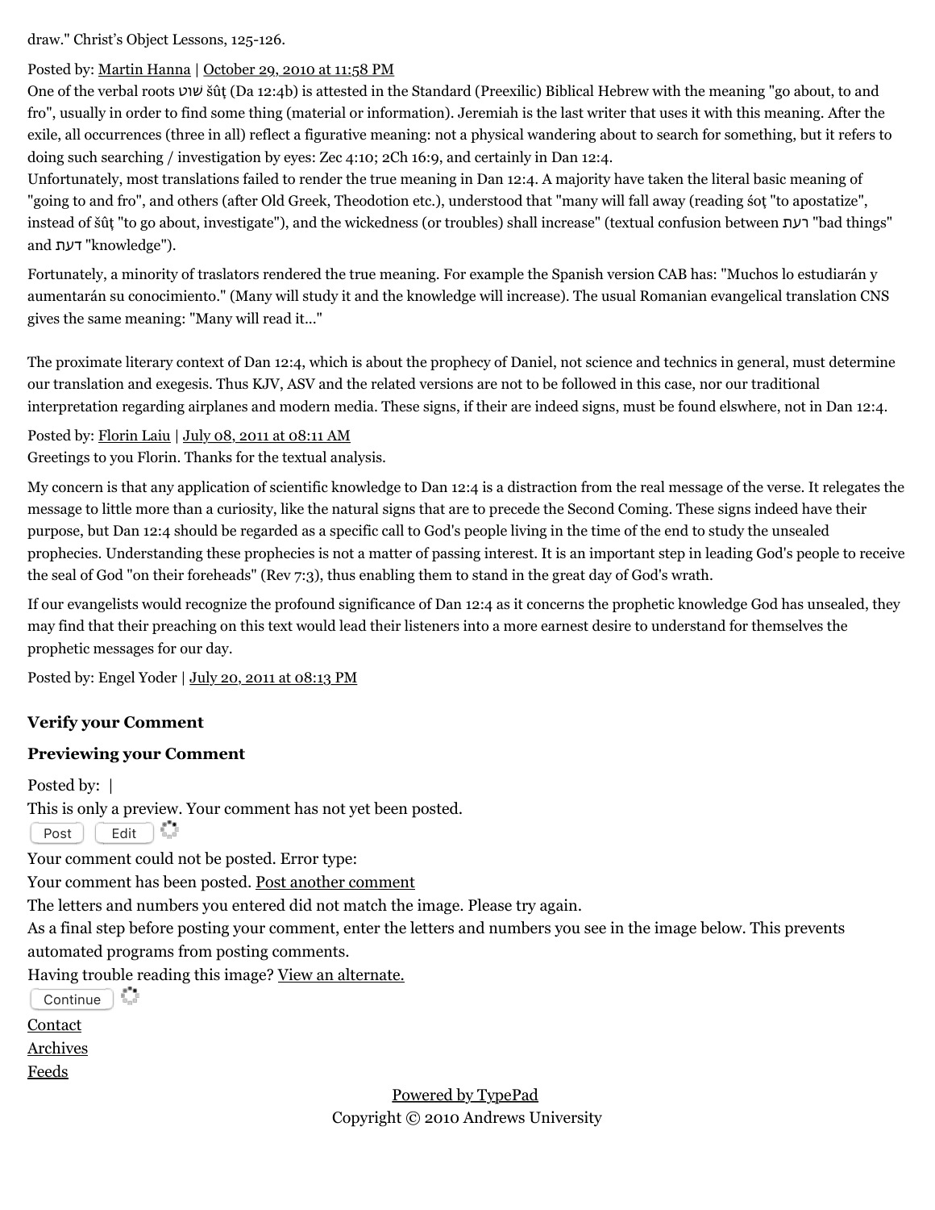draw." Christ's Object Lessons, 125-126.

Posted by: Martin Hanna | October 29, 2010 at 11:58 PM

One of the verbal roots שוט šûṭ (Da 12:4b) is attested in the Standard (Preexilic) Biblical Hebrew with the meaning "go about, to and fro", usually in order to find some thing (material or information). Jeremiah is the last writer that uses it with this meaning. After the exile, all occurrences (three in all) reflect a figurative meaning: not a physical wandering about to search for something, but it refers to doing such searching / investigation by eyes: Zec 4:10; 2Ch 16:9, and certainly in Dan 12:4.

Unfortunately, most translations failed to render the true meaning in Dan 12:4. A majority have taken the literal basic meaning of "going to and fro", and others (after Old Greek, Theodotion etc.), understood that "many will fall away (reading śoṭ "to apostatize", instead of šûṭ "to go about, investigate"), and the wickedness (or troubles) shall increase" (textual confusion between רעת "bad things" and דעת "knowledge").

Fortunately, a minority of traslators rendered the true meaning. For example the Spanish version CAB has: "Muchos lo estudiarán y aumentarán su conocimiento." (Many will study it and the knowledge will increase). The usual Romanian evangelical translation CNS gives the same meaning: "Many will read it..."

The proximate literary context of Dan 12:4, which is about the prophecy of Daniel, not science and technics in general, must determine our translation and exegesis. Thus KJV, ASV and the related versions are not to be followed in this case, nor our traditional interpretation regarding airplanes and modern media. These signs, if their are indeed signs, must be found elswhere, not in Dan 12:4.

Posted by: Florin Laiu | July 08, 2011 at 08:11 AM

Greetings to you Florin. Thanks for the textual analysis.

My concern is that any application of scientific knowledge to Dan 12:4 is a distraction from the real message of the verse. It relegates the message to little more than a curiosity, like the natural signs that are to precede the Second Coming. These signs indeed have their purpose, but Dan 12:4 should be regarded as a specific call to God's people living in the time of the end to study the unsealed prophecies. Understanding these prophecies is not a matter of passing interest. It is an important step in leading God's people to receive the seal of God "on their foreheads" (Rev 7:3), thus enabling them to stand in the great day of God's wrath.

If our evangelists would recognize the profound significance of Dan 12:4 as it concerns the prophetic knowledge God has unsealed, they may find that their preaching on this text would lead their listeners into a more earnest desire to understand for themselves the prophetic messages for our day.

Posted by: Engel Yoder | July 20, 2011 at 08:13 PM

### Verify your Comment

### Previewing your Comment

Posted by: |

This is only a preview. Your comment has not yet been posted.

Post Edit

Your comment could not be posted. Error type:

Your comment has been posted. Post another comment

The letters and numbers you entered did not match the image. Please try again.

As a final step before posting your comment, enter the letters and numbers you see in the image below. This prevents automated programs from posting comments.

Having trouble reading this image? View an alternate.

Continue

Contact

Archives

Feeds

Powered by TypePad

Copyright © 2010 Andrews University